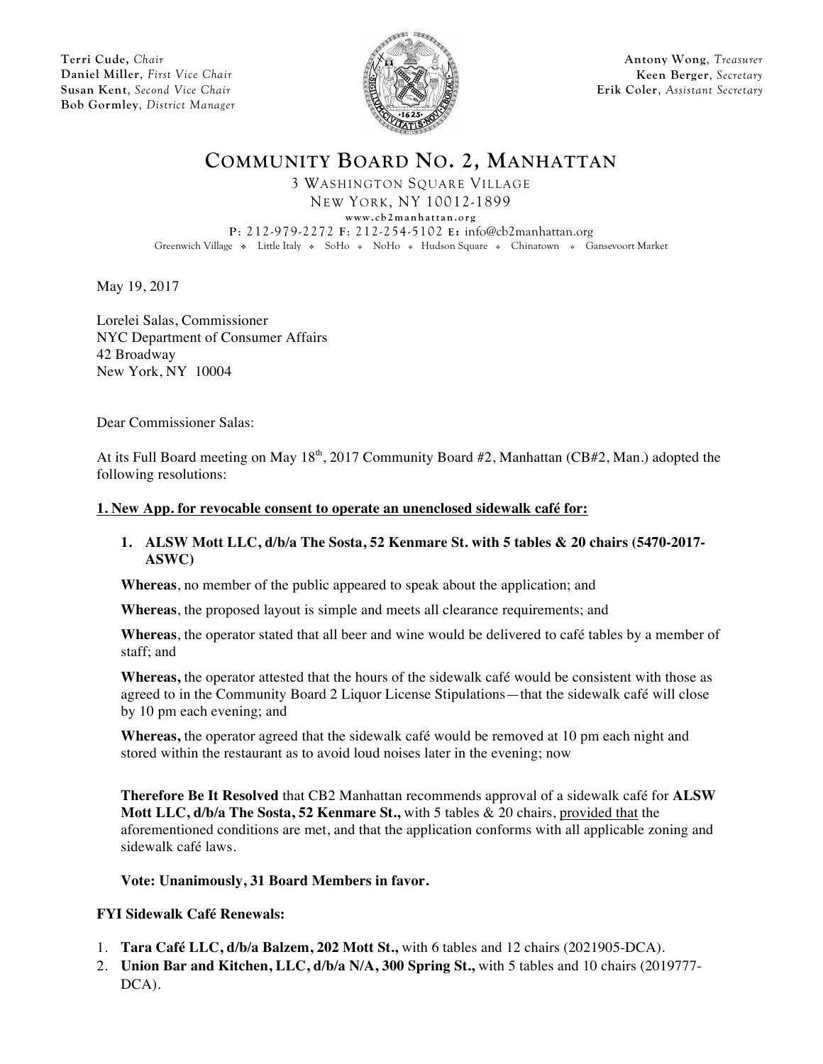**Terri Cude,** *Chair*
**Daniel Miller**, *First Vice Chair*
**Susan Kent**, *Second Vice Chair*
**Bob Gormley**, *District Manager*

**Antony Wong**, *Treasurer*
**Keen Berger**, *Secretary*
**Erik Coler**, *Assistant Secretary*

# COMMUNITY BOARD NO. 2, MANHATTAN

3 WASHINGTON SQUARE VILLAGE
NEW YORK, NY 10012-1899
www.cb2manhattan.org
P: 212-979-2272 F: 212-254-5102 E: info@cb2manhattan.org
Greenwich Village ❖ Little Italy ❖ SoHo ❖ NoHo ❖ Hudson Square ❖ Chinatown ❖ Gansevoort Market

May 19, 2017

Lorelei Salas, Commissioner
NYC Department of Consumer Affairs
42 Broadway
New York, NY 10004

Dear Commissioner Salas:

At its Full Board meeting on May 18th, 2017 Community Board #2, Manhattan (CB#2, Man.) adopted the following resolutions:

**1. New App. for revocable consent to operate an unenclosed sidewalk café for:**

1. **ALSW Mott LLC, d/b/a The Sosta, 52 Kenmare St. with 5 tables & 20 chairs (5470-2017-ASWC)**

**Whereas**, no member of the public appeared to speak about the application; and

**Whereas**, the proposed layout is simple and meets all clearance requirements; and

**Whereas**, the operator stated that all beer and wine would be delivered to café tables by a member of staff; and

**Whereas,** the operator attested that the hours of the sidewalk café would be consistent with those as agreed to in the Community Board 2 Liquor License Stipulations—that the sidewalk café will close by 10 pm each evening; and

**Whereas,** the operator agreed that the sidewalk café would be removed at 10 pm each night and stored within the restaurant as to avoid loud noises later in the evening; now

**Therefore Be It Resolved** that CB2 Manhattan recommends approval of a sidewalk café for **ALSW Mott LLC, d/b/a The Sosta, 52 Kenmare St.,** with 5 tables & 20 chairs, provided that the aforementioned conditions are met, and that the application conforms with all applicable zoning and sidewalk café laws.

**Vote: Unanimously, 31 Board Members in favor.**

**FYI Sidewalk Café Renewals:**

1. **Tara Café LLC, d/b/a Balzem, 202 Mott St.,** with 6 tables and 12 chairs (2021905-DCA).
2. **Union Bar and Kitchen, LLC, d/b/a N/A, 300 Spring St.,** with 5 tables and 10 chairs (2019777-DCA).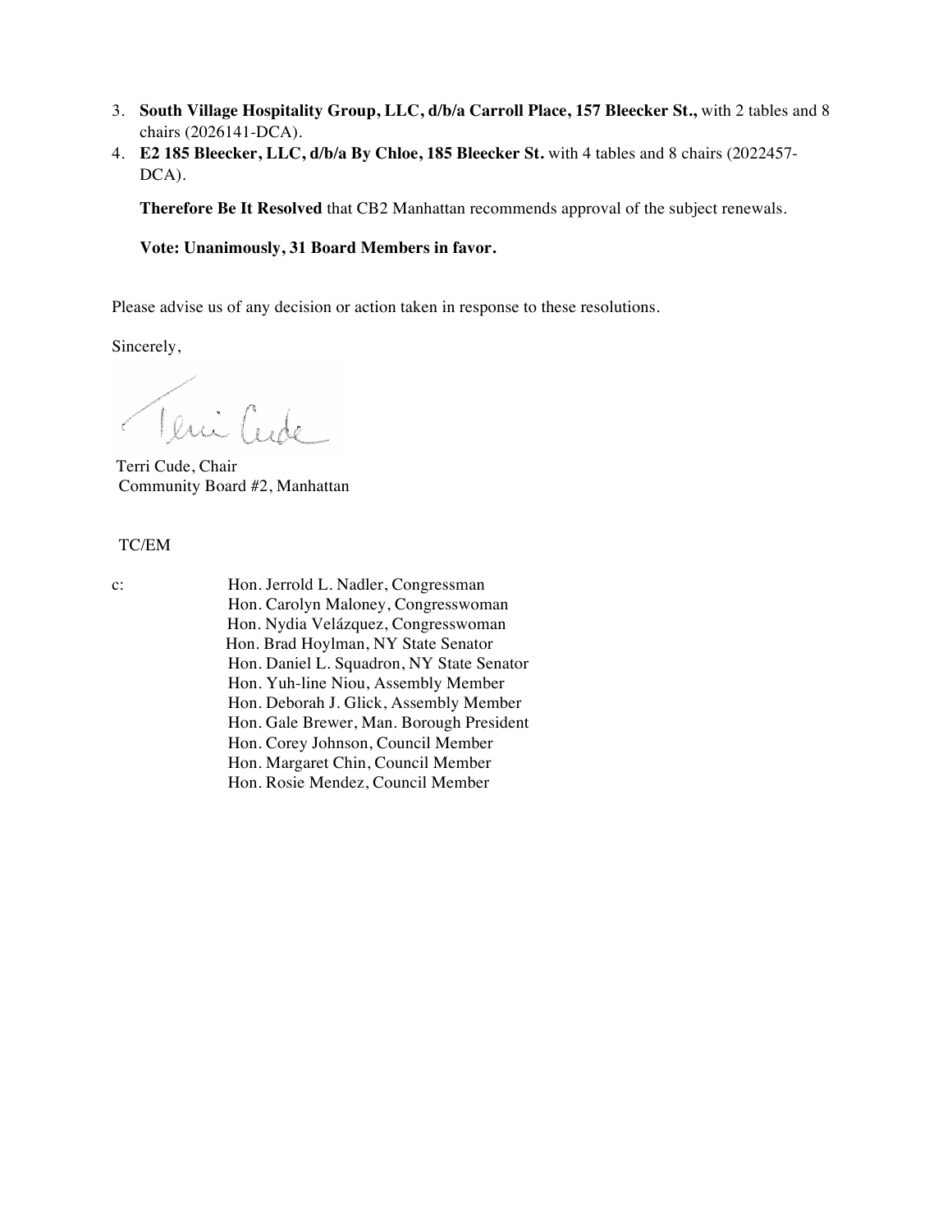3. **South Village Hospitality Group, LLC, d/b/a Carroll Place, 157 Bleecker St.,** with 2 tables and 8 chairs (2026141-DCA).
4. **E2 185 Bleecker, LLC, d/b/a By Chloe, 185 Bleecker St.** with 4 tables and 8 chairs (2022457-DCA).

   **Therefore Be It Resolved** that CB2 Manhattan recommends approval of the subject renewals.

   **Vote: Unanimously, 31 Board Members in favor.**

Please advise us of any decision or action taken in response to these resolutions.

Sincerely,

Terri Cude, Chair
Community Board #2, Manhattan

TC/EM

c: Hon. Jerrold L. Nadler, Congressman
Hon. Carolyn Maloney, Congresswoman
Hon. Nydia Velázquez, Congresswoman
Hon. Brad Hoylman, NY State Senator
Hon. Daniel L. Squadron, NY State Senator
Hon. Yuh-line Niou, Assembly Member
Hon. Deborah J. Glick, Assembly Member
Hon. Gale Brewer, Man. Borough President
Hon. Corey Johnson, Council Member
Hon. Margaret Chin, Council Member
Hon. Rosie Mendez, Council Member